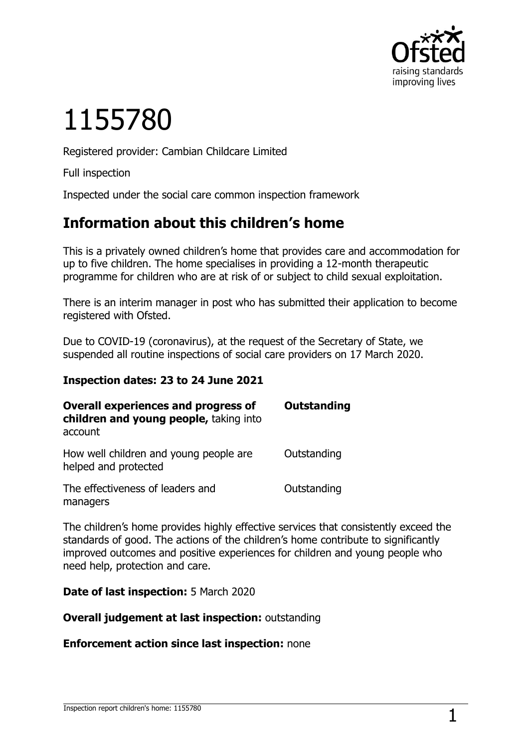# 1155780

Registered provider: Cambian Childcare Limited

Full inspection

Inspected under the social care common inspection framework

## Information about this children's home

This is a privately owned children's home that provides care and accommodation for up to five children. The home specialises in providing a 12-month therapeutic programme for children who are at risk of or subject to child sexual exploitation.

There is an interim manager in post who has submitted their application to become registered with Ofsted.

Due to COVID-19 (coronavirus), at the request of the Secretary of State, we suspended all routine inspections of social care providers on 17 March 2020.

**Inspection dates: 23 to 24 June 2021**

| | |
|---|---|
| **Overall experiences and progress of children and young people,** taking into account | **Outstanding** |
| How well children and young people are helped and protected | Outstanding |
| The effectiveness of leaders and managers | Outstanding |

The children's home provides highly effective services that consistently exceed the standards of good. The actions of the children's home contribute to significantly improved outcomes and positive experiences for children and young people who need help, protection and care.

**Date of last inspection:** 5 March 2020

**Overall judgement at last inspection:** outstanding

**Enforcement action since last inspection:** none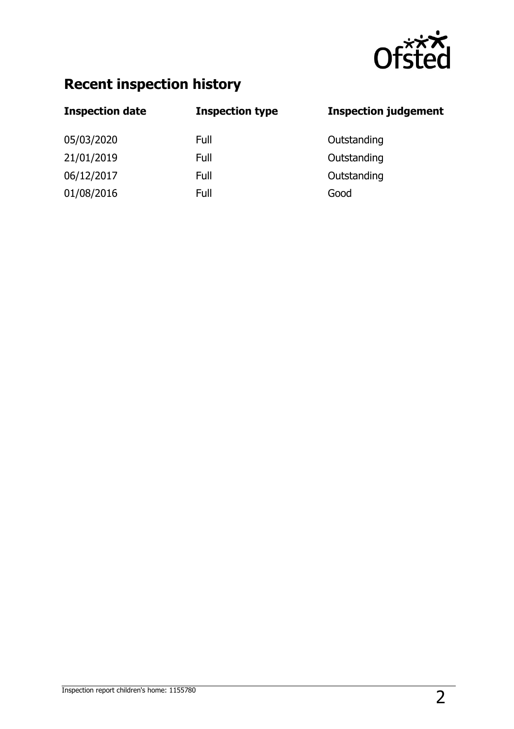## Recent inspection history

| Inspection date | Inspection type | Inspection judgement |
| --- | --- | --- |
| 05/03/2020 | Full | Outstanding |
| 21/01/2019 | Full | Outstanding |
| 06/12/2017 | Full | Outstanding |
| 01/08/2016 | Full | Good |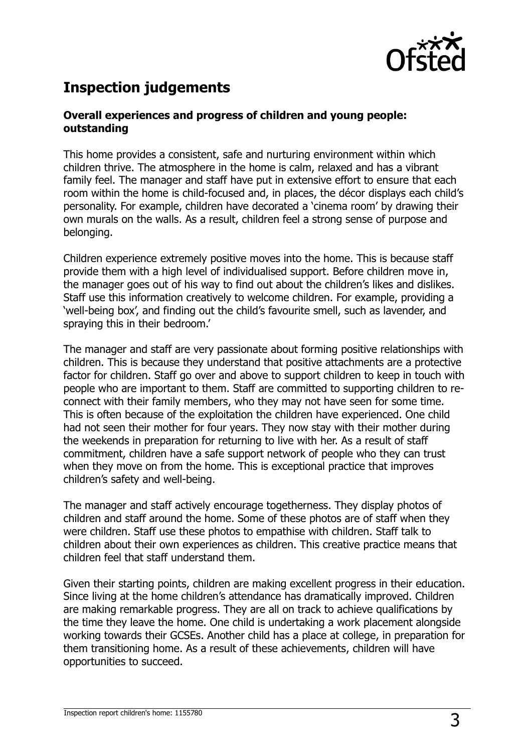## Inspection judgements

### Overall experiences and progress of children and young people: outstanding

This home provides a consistent, safe and nurturing environment within which children thrive. The atmosphere in the home is calm, relaxed and has a vibrant family feel. The manager and staff have put in extensive effort to ensure that each room within the home is child-focused and, in places, the décor displays each child's personality. For example, children have decorated a 'cinema room' by drawing their own murals on the walls. As a result, children feel a strong sense of purpose and belonging.

Children experience extremely positive moves into the home. This is because staff provide them with a high level of individualised support. Before children move in, the manager goes out of his way to find out about the children's likes and dislikes. Staff use this information creatively to welcome children. For example, providing a 'well-being box', and finding out the child's favourite smell, such as lavender, and spraying this in their bedroom.'

The manager and staff are very passionate about forming positive relationships with children. This is because they understand that positive attachments are a protective factor for children. Staff go over and above to support children to keep in touch with people who are important to them. Staff are committed to supporting children to re-connect with their family members, who they may not have seen for some time. This is often because of the exploitation the children have experienced. One child had not seen their mother for four years. They now stay with their mother during the weekends in preparation for returning to live with her. As a result of staff commitment, children have a safe support network of people who they can trust when they move on from the home. This is exceptional practice that improves children's safety and well-being.

The manager and staff actively encourage togetherness. They display photos of children and staff around the home. Some of these photos are of staff when they were children. Staff use these photos to empathise with children. Staff talk to children about their own experiences as children. This creative practice means that children feel that staff understand them.

Given their starting points, children are making excellent progress in their education. Since living at the home children's attendance has dramatically improved. Children are making remarkable progress. They are all on track to achieve qualifications by the time they leave the home. One child is undertaking a work placement alongside working towards their GCSEs. Another child has a place at college, in preparation for them transitioning home. As a result of these achievements, children will have opportunities to succeed.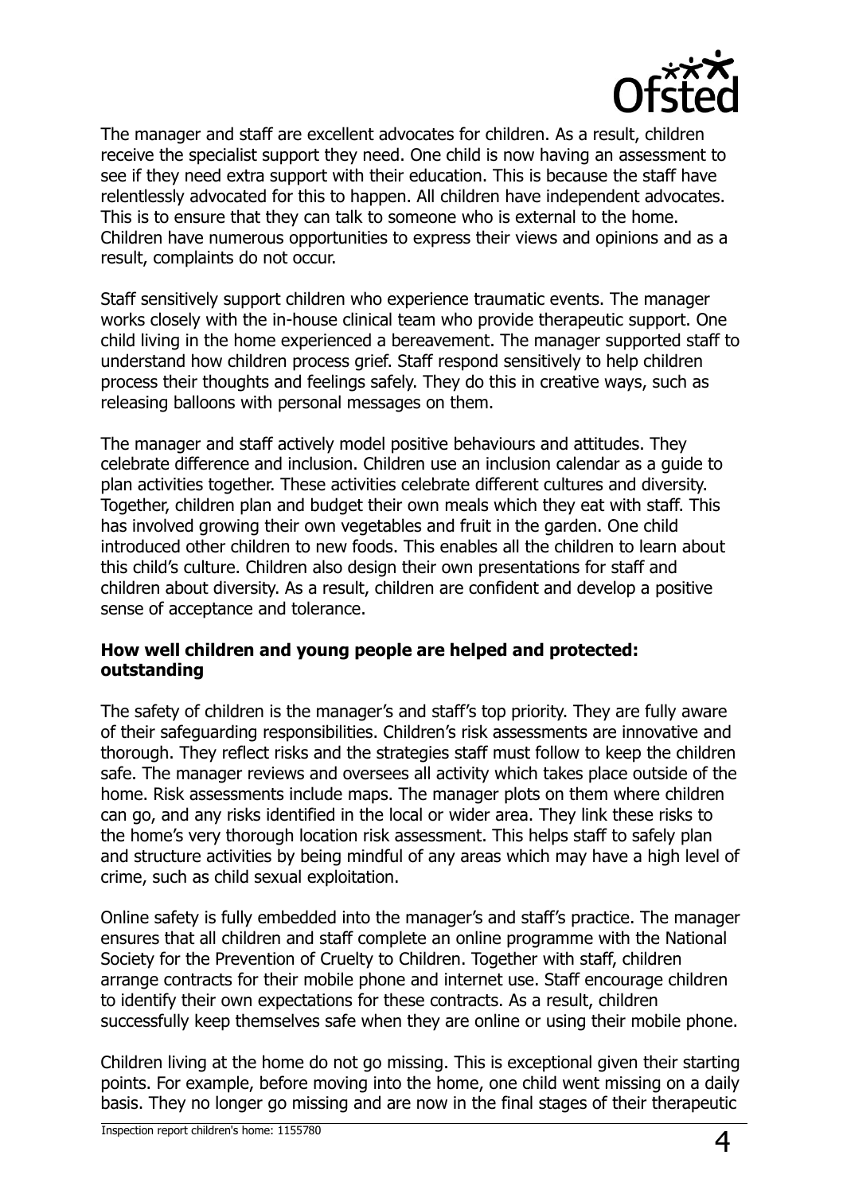The manager and staff are excellent advocates for children. As a result, children receive the specialist support they need. One child is now having an assessment to see if they need extra support with their education. This is because the staff have relentlessly advocated for this to happen. All children have independent advocates. This is to ensure that they can talk to someone who is external to the home. Children have numerous opportunities to express their views and opinions and as a result, complaints do not occur.

Staff sensitively support children who experience traumatic events. The manager works closely with the in-house clinical team who provide therapeutic support. One child living in the home experienced a bereavement. The manager supported staff to understand how children process grief. Staff respond sensitively to help children process their thoughts and feelings safely. They do this in creative ways, such as releasing balloons with personal messages on them.

The manager and staff actively model positive behaviours and attitudes. They celebrate difference and inclusion. Children use an inclusion calendar as a guide to plan activities together. These activities celebrate different cultures and diversity. Together, children plan and budget their own meals which they eat with staff. This has involved growing their own vegetables and fruit in the garden. One child introduced other children to new foods. This enables all the children to learn about this child's culture. Children also design their own presentations for staff and children about diversity. As a result, children are confident and develop a positive sense of acceptance and tolerance.

**How well children and young people are helped and protected: outstanding**

The safety of children is the manager's and staff's top priority. They are fully aware of their safeguarding responsibilities. Children's risk assessments are innovative and thorough. They reflect risks and the strategies staff must follow to keep the children safe. The manager reviews and oversees all activity which takes place outside of the home. Risk assessments include maps. The manager plots on them where children can go, and any risks identified in the local or wider area. They link these risks to the home's very thorough location risk assessment. This helps staff to safely plan and structure activities by being mindful of any areas which may have a high level of crime, such as child sexual exploitation.

Online safety is fully embedded into the manager's and staff's practice. The manager ensures that all children and staff complete an online programme with the National Society for the Prevention of Cruelty to Children. Together with staff, children arrange contracts for their mobile phone and internet use. Staff encourage children to identify their own expectations for these contracts. As a result, children successfully keep themselves safe when they are online or using their mobile phone.

Children living at the home do not go missing. This is exceptional given their starting points. For example, before moving into the home, one child went missing on a daily basis. They no longer go missing and are now in the final stages of their therapeutic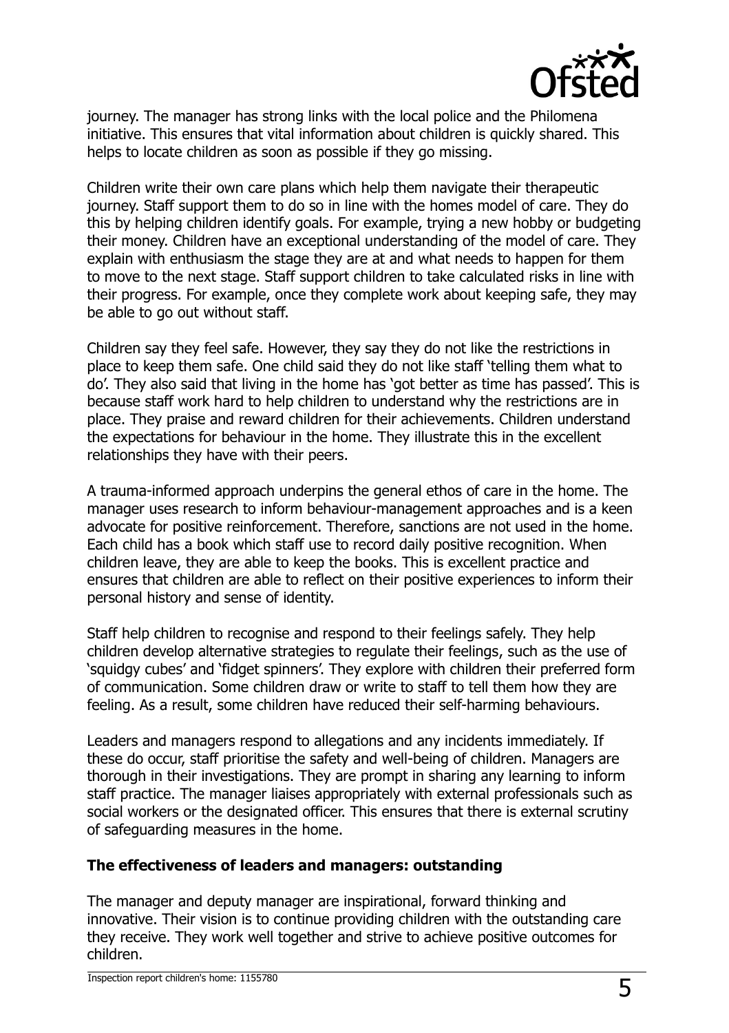journey. The manager has strong links with the local police and the Philomena initiative. This ensures that vital information about children is quickly shared. This helps to locate children as soon as possible if they go missing.

Children write their own care plans which help them navigate their therapeutic journey. Staff support them to do so in line with the homes model of care. They do this by helping children identify goals. For example, trying a new hobby or budgeting their money. Children have an exceptional understanding of the model of care. They explain with enthusiasm the stage they are at and what needs to happen for them to move to the next stage. Staff support children to take calculated risks in line with their progress. For example, once they complete work about keeping safe, they may be able to go out without staff.

Children say they feel safe. However, they say they do not like the restrictions in place to keep them safe. One child said they do not like staff 'telling them what to do'. They also said that living in the home has 'got better as time has passed'. This is because staff work hard to help children to understand why the restrictions are in place. They praise and reward children for their achievements. Children understand the expectations for behaviour in the home. They illustrate this in the excellent relationships they have with their peers.

A trauma-informed approach underpins the general ethos of care in the home. The manager uses research to inform behaviour-management approaches and is a keen advocate for positive reinforcement. Therefore, sanctions are not used in the home. Each child has a book which staff use to record daily positive recognition. When children leave, they are able to keep the books. This is excellent practice and ensures that children are able to reflect on their positive experiences to inform their personal history and sense of identity.

Staff help children to recognise and respond to their feelings safely. They help children develop alternative strategies to regulate their feelings, such as the use of 'squidgy cubes' and 'fidget spinners'. They explore with children their preferred form of communication. Some children draw or write to staff to tell them how they are feeling. As a result, some children have reduced their self-harming behaviours.

Leaders and managers respond to allegations and any incidents immediately. If these do occur, staff prioritise the safety and well-being of children. Managers are thorough in their investigations. They are prompt in sharing any learning to inform staff practice. The manager liaises appropriately with external professionals such as social workers or the designated officer. This ensures that there is external scrutiny of safeguarding measures in the home.

**The effectiveness of leaders and managers: outstanding**

The manager and deputy manager are inspirational, forward thinking and innovative. Their vision is to continue providing children with the outstanding care they receive. They work well together and strive to achieve positive outcomes for children.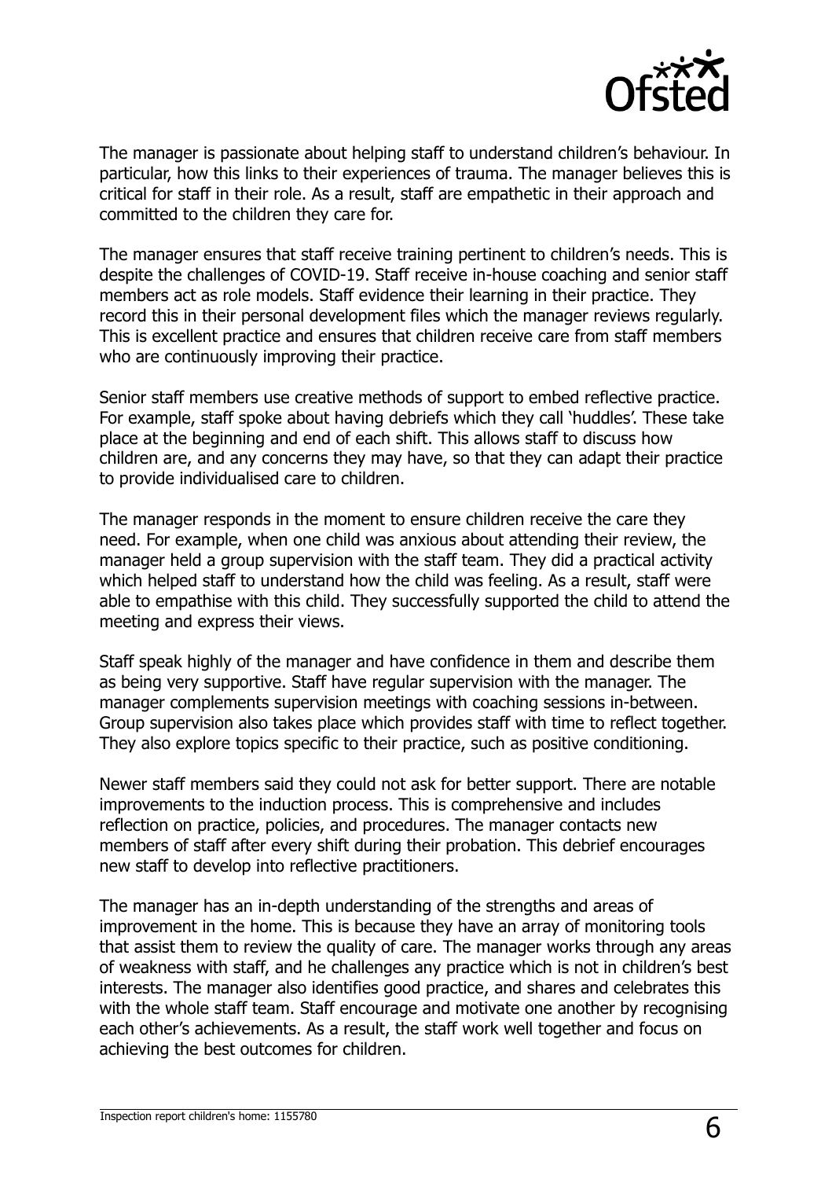The manager is passionate about helping staff to understand children's behaviour. In particular, how this links to their experiences of trauma. The manager believes this is critical for staff in their role. As a result, staff are empathetic in their approach and committed to the children they care for.

The manager ensures that staff receive training pertinent to children's needs. This is despite the challenges of COVID-19. Staff receive in-house coaching and senior staff members act as role models. Staff evidence their learning in their practice. They record this in their personal development files which the manager reviews regularly. This is excellent practice and ensures that children receive care from staff members who are continuously improving their practice.

Senior staff members use creative methods of support to embed reflective practice. For example, staff spoke about having debriefs which they call 'huddles'. These take place at the beginning and end of each shift. This allows staff to discuss how children are, and any concerns they may have, so that they can adapt their practice to provide individualised care to children.

The manager responds in the moment to ensure children receive the care they need. For example, when one child was anxious about attending their review, the manager held a group supervision with the staff team. They did a practical activity which helped staff to understand how the child was feeling. As a result, staff were able to empathise with this child. They successfully supported the child to attend the meeting and express their views.

Staff speak highly of the manager and have confidence in them and describe them as being very supportive. Staff have regular supervision with the manager. The manager complements supervision meetings with coaching sessions in-between. Group supervision also takes place which provides staff with time to reflect together. They also explore topics specific to their practice, such as positive conditioning.

Newer staff members said they could not ask for better support. There are notable improvements to the induction process. This is comprehensive and includes reflection on practice, policies, and procedures. The manager contacts new members of staff after every shift during their probation. This debrief encourages new staff to develop into reflective practitioners.

The manager has an in-depth understanding of the strengths and areas of improvement in the home. This is because they have an array of monitoring tools that assist them to review the quality of care. The manager works through any areas of weakness with staff, and he challenges any practice which is not in children's best interests. The manager also identifies good practice, and shares and celebrates this with the whole staff team. Staff encourage and motivate one another by recognising each other's achievements. As a result, the staff work well together and focus on achieving the best outcomes for children.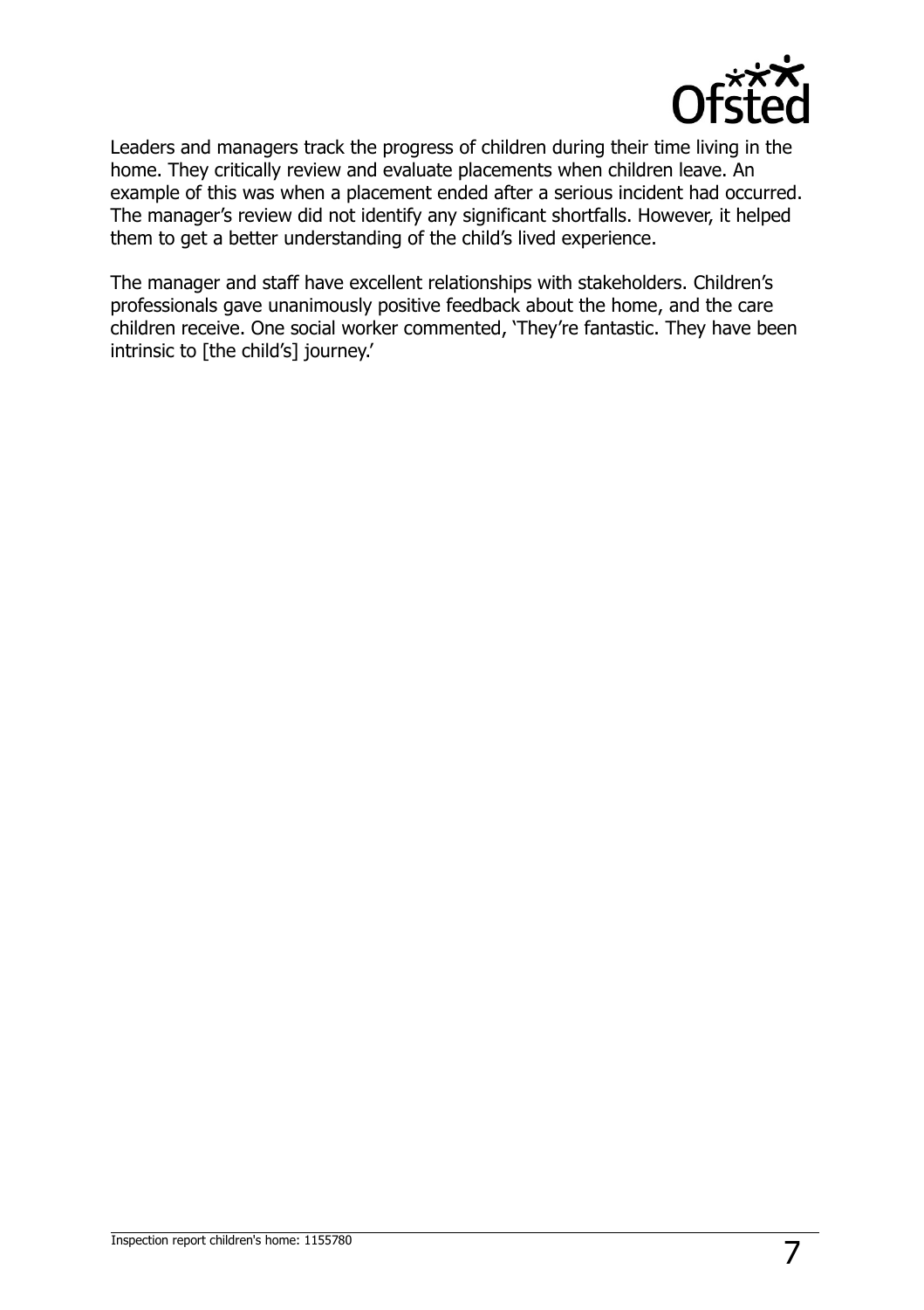Leaders and managers track the progress of children during their time living in the home. They critically review and evaluate placements when children leave. An example of this was when a placement ended after a serious incident had occurred. The manager's review did not identify any significant shortfalls. However, it helped them to get a better understanding of the child's lived experience.

The manager and staff have excellent relationships with stakeholders. Children's professionals gave unanimously positive feedback about the home, and the care children receive. One social worker commented, 'They're fantastic. They have been intrinsic to [the child's] journey.'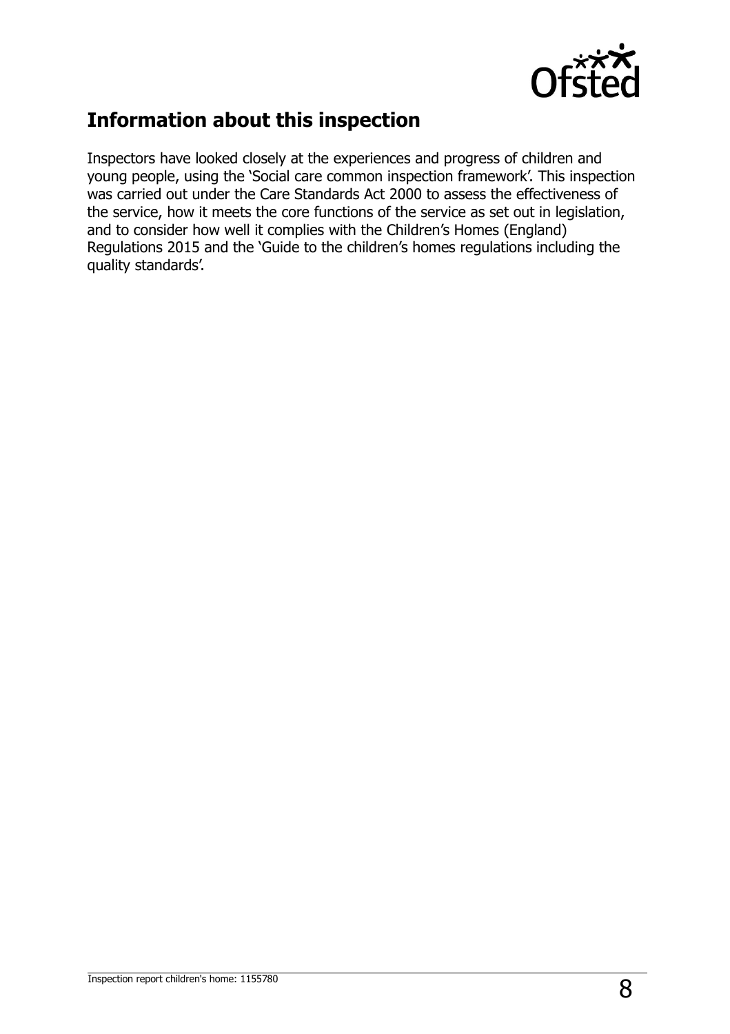## Information about this inspection

Inspectors have looked closely at the experiences and progress of children and young people, using the 'Social care common inspection framework'. This inspection was carried out under the Care Standards Act 2000 to assess the effectiveness of the service, how it meets the core functions of the service as set out in legislation, and to consider how well it complies with the Children's Homes (England) Regulations 2015 and the 'Guide to the children's homes regulations including the quality standards'.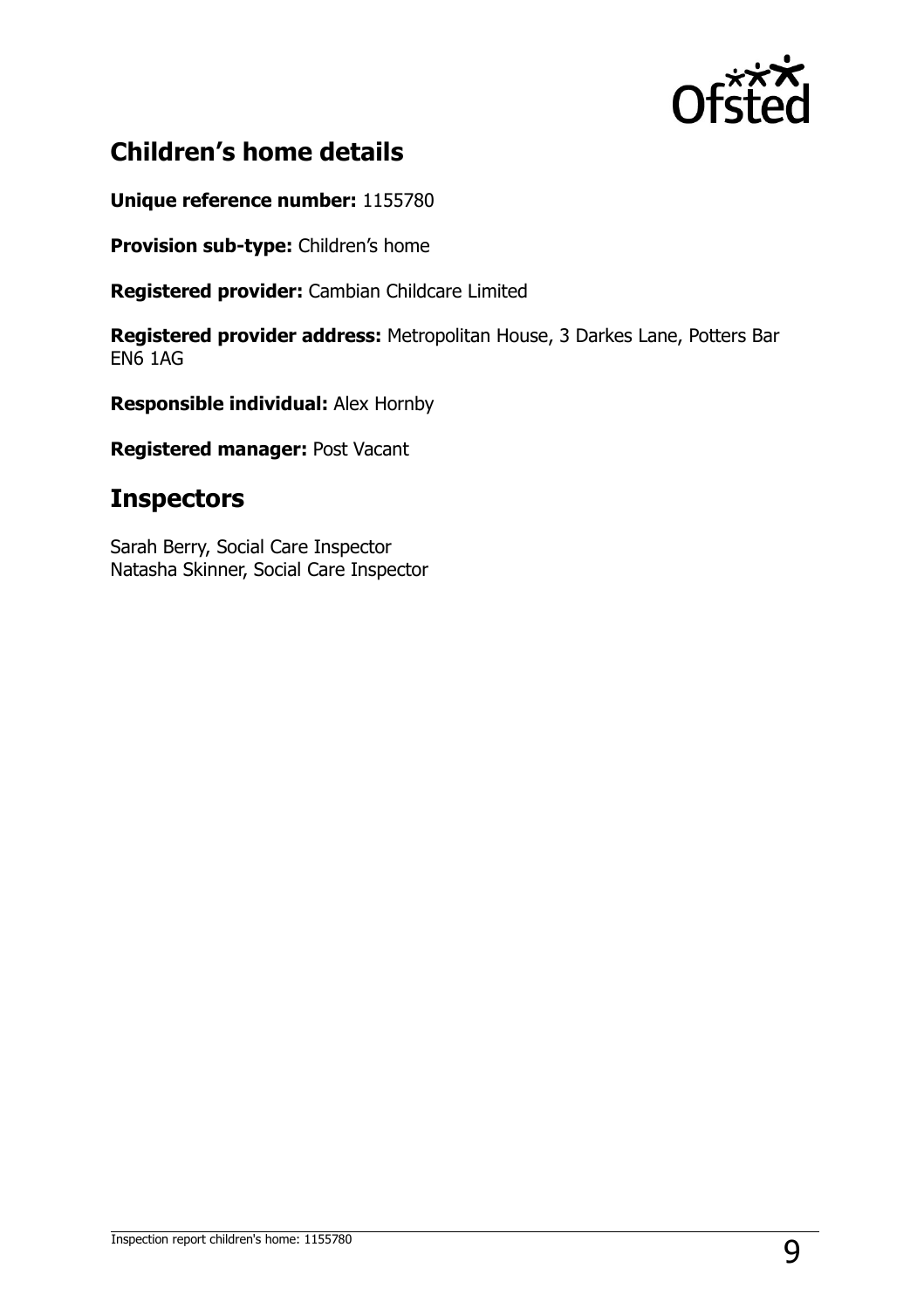## Children's home details

**Unique reference number:** 1155780

**Provision sub-type:** Children's home

**Registered provider:** Cambian Childcare Limited

**Registered provider address:** Metropolitan House, 3 Darkes Lane, Potters Bar EN6 1AG

**Responsible individual:** Alex Hornby

**Registered manager:** Post Vacant

# Inspectors

Sarah Berry, Social Care Inspector
Natasha Skinner, Social Care Inspector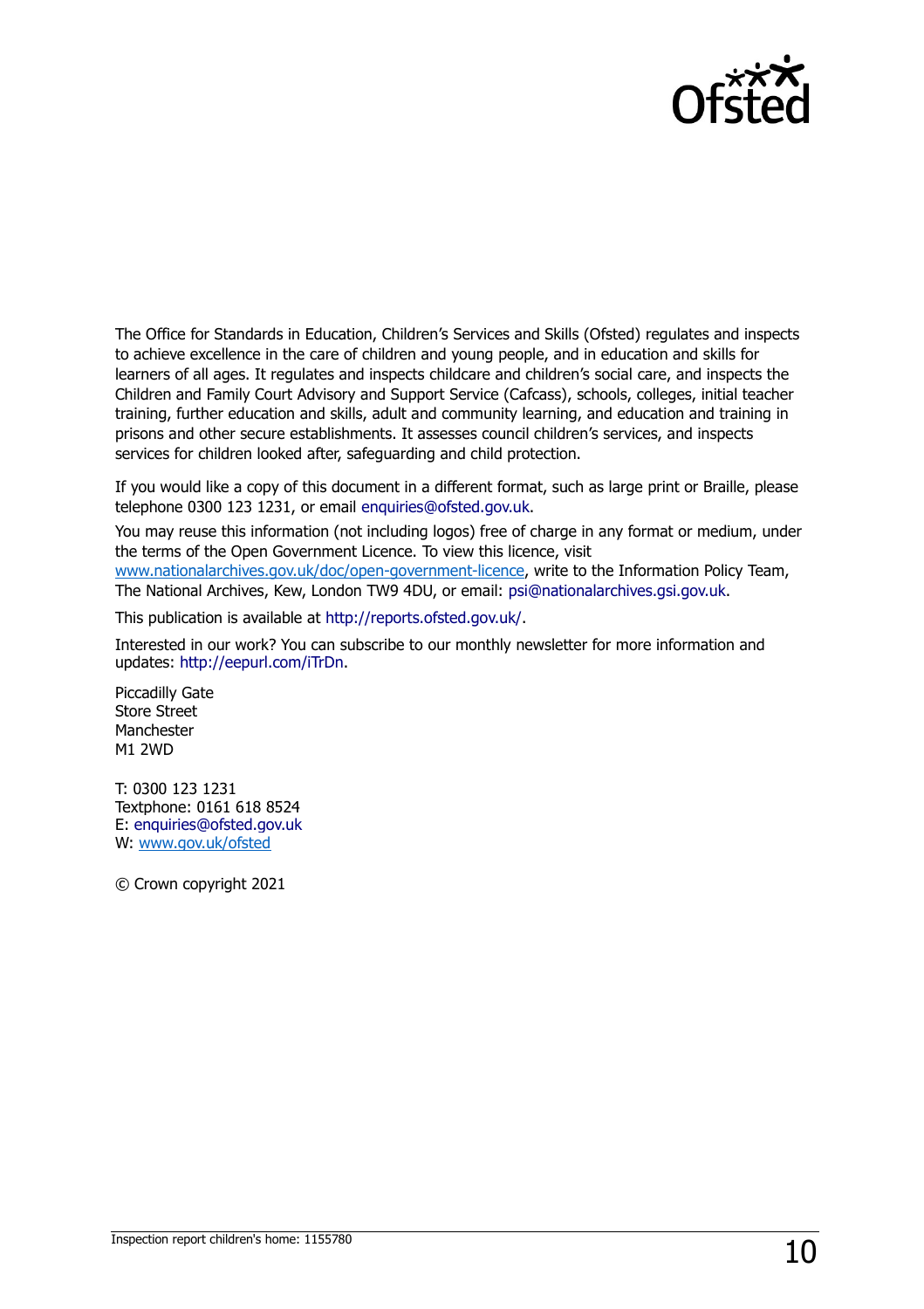The Office for Standards in Education, Children's Services and Skills (Ofsted) regulates and inspects to achieve excellence in the care of children and young people, and in education and skills for learners of all ages. It regulates and inspects childcare and children's social care, and inspects the Children and Family Court Advisory and Support Service (Cafcass), schools, colleges, initial teacher training, further education and skills, adult and community learning, and education and training in prisons and other secure establishments. It assesses council children's services, and inspects services for children looked after, safeguarding and child protection.

If you would like a copy of this document in a different format, such as large print or Braille, please telephone 0300 123 1231, or email enquiries@ofsted.gov.uk.

You may reuse this information (not including logos) free of charge in any format or medium, under the terms of the Open Government Licence. To view this licence, visit www.nationalarchives.gov.uk/doc/open-government-licence, write to the Information Policy Team, The National Archives, Kew, London TW9 4DU, or email: psi@nationalarchives.gsi.gov.uk.

This publication is available at http://reports.ofsted.gov.uk/.

Interested in our work? You can subscribe to our monthly newsletter for more information and updates: http://eepurl.com/iTrDn.

Piccadilly Gate
Store Street
Manchester
M1 2WD

T: 0300 123 1231
Textphone: 0161 618 8524
E: enquiries@ofsted.gov.uk
W: www.gov.uk/ofsted

© Crown copyright 2021